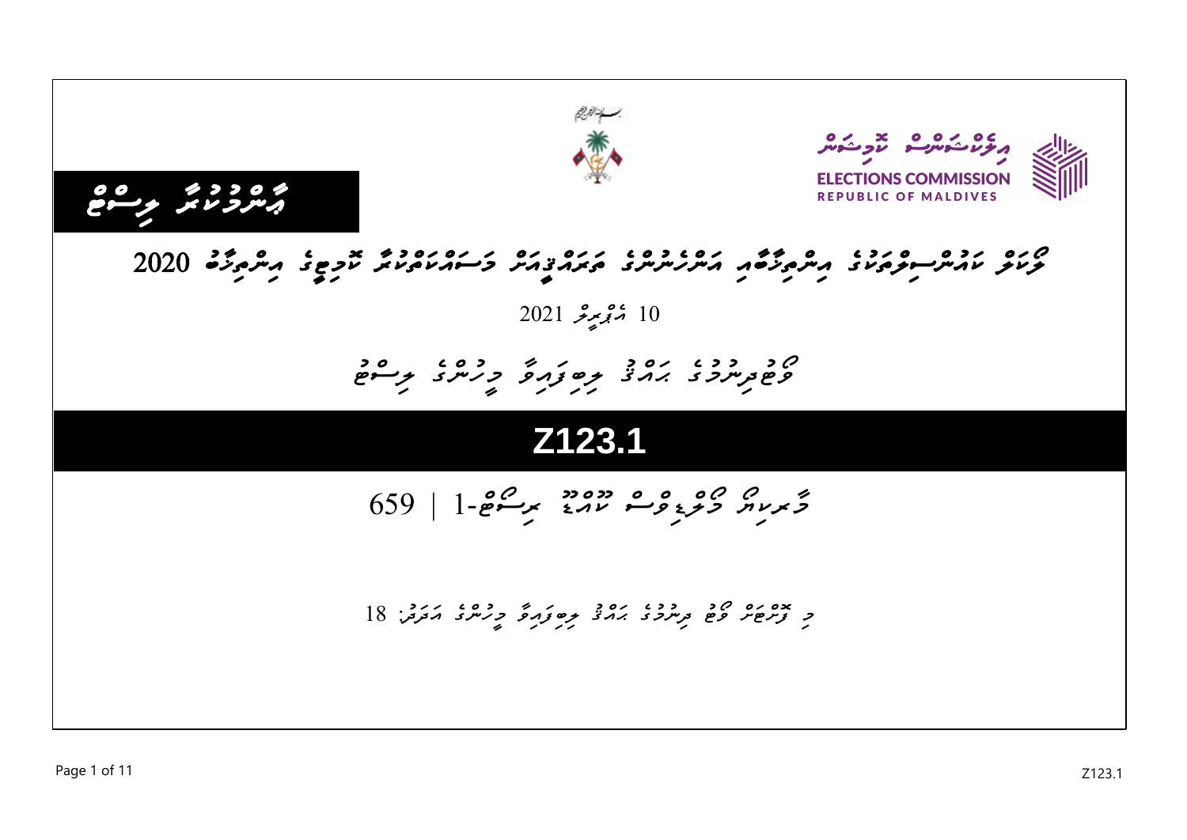ބިސްމިއްލާހިއްރަޙްމާނިއްރަޙީމް

އިލެކްޝަންސް ކޮމިޝަން
ELECTIONS COMMISSION
REPUBLIC OF MALDIVES

އަންމުކުރާ ލިސްޓު

# ލޯކަލް ކައުންސިލްތަކުގެ އިންތިޚާބާއި އަންހެނުންގެ ތަރައްޤީއަށް މަސައްކަތްކުރާ ކޮމިޓީގެ އިންތިޚާބު 2020

10 އެޕްރީލް 2021

ވޯޓުދިނުމުގެ ޙައްޤު ލިބިފައިވާ މީހުންގެ ލިސްޓު

# Z123.1

މާރަނދޫ މަދަރުސާ ކޯއްޓު ރަސްމާލު-1 | 659

މި ފޮތުގައި ވޯޓު ދިނުމުގެ ޙައްޤު ލިބިފައިވާ މީހުންގެ އަދަދު: 18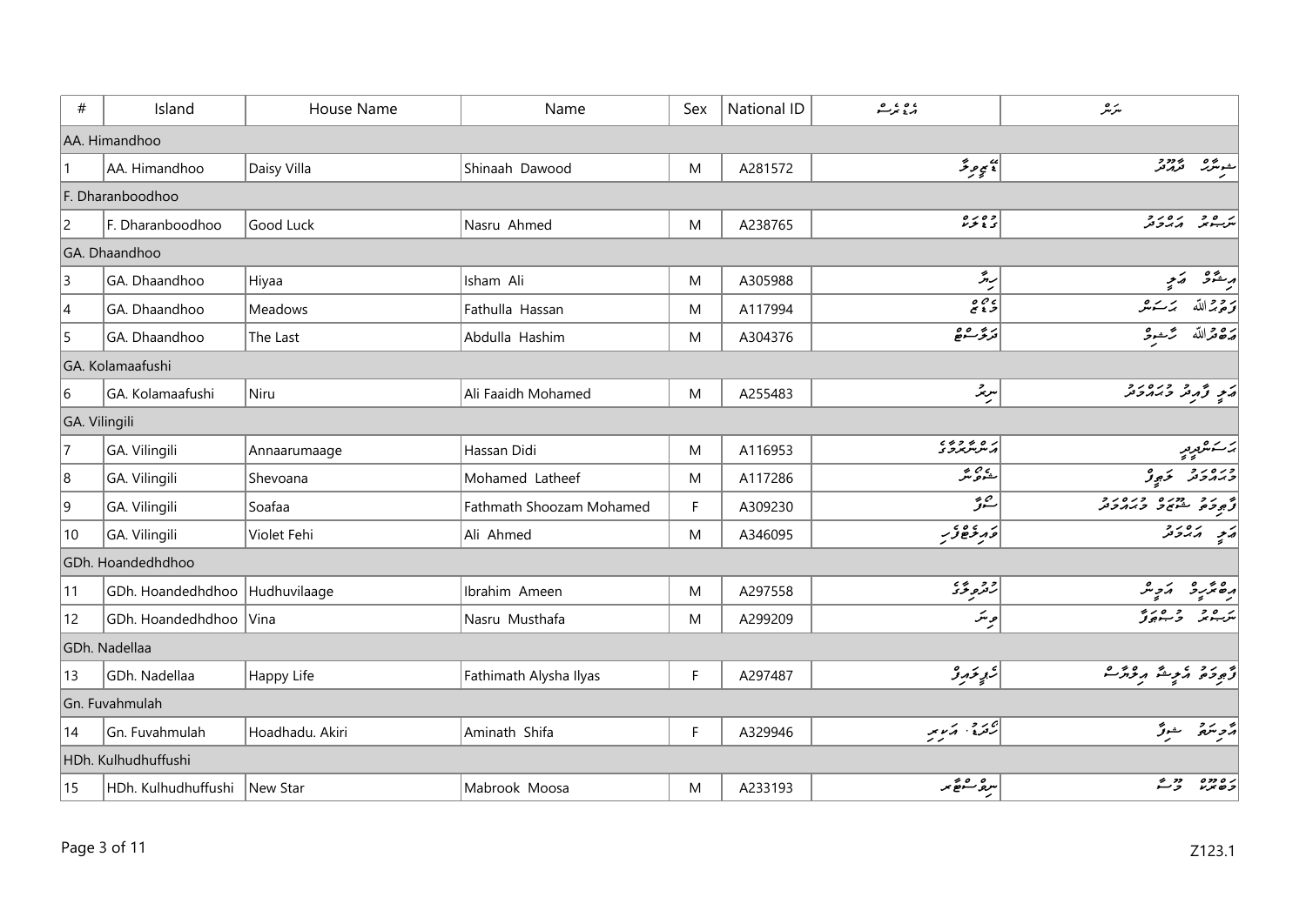| # | Island | House Name | Name | Sex | National ID | ގެއުގެ ނަން | ނަން |
|---|---|---|---|---|---|---|---|
| AA. Himandhoo | | | | | | | |
| 1 | AA. Himandhoo | Daisy Villa | Shinaah Dawood | M | A281572 | ޑޭޒީވިލާ | ޝިނާހް ދާއޫދު |
| F. Dharanboodhoo | | | | | | | |
| 2 | F. Dharanboodhoo | Good Luck | Nasru Ahmed | M | A238765 | ގުޑްލަކް | ނަސްރު އަހްމަދު |
| GA. Dhaandhoo | | | | | | | |
| 3 | GA. Dhaandhoo | Hiyaa | Isham Ali | M | A305988 |ހިޔާ | އިޝާމް އަލި |
| 4 | GA. Dhaandhoo | Meadows | Fathulla Hassan | M | A117994 | މެޑޯޒް | ފަތުހުﷲ ހަސަން |
| 5 | GA. Dhaandhoo | The Last | Abdulla Hashim | M | A304376 | ދަލާސްޓް | އަބްދުﷲ ހާޝިމް |
| GA. Kolamaafushi | | | | | | | |
| 6 | GA. Kolamaafushi | Niru | Ali Faaidh Mohamed | M | A255483 | ނިރު | އަލި ފާއިދު މުހައްމަދު |
| GA. Vilingili | | | | | | | |
| 7 | GA. Vilingili | Annaarumaage | Hassan Didi | M | A116953 | އަންނާރުމާގެ | ހަސަންދީދީ |
| 8 | GA. Vilingili | Shevoana | Mohamed Latheef | M | A117286 | ޝެވޯނާ | މުހައްމަދު ލަތީފު |
| 9 | GA. Vilingili | Soafaa | Fathmath Shoozam Mohamed | F | A309230 | ސޯފާ | ފާތިމަތު ޝޫޒަމް މުހައްމަދު |
| 10 | GA. Vilingili | Violet Fehi | Ali Ahmed | M | A346095 | ވައިލެޓްފެހި | އަލި އަހްމަދު |
| GDh. Hoandedhdhoo | | | | | | | |
| 11 | GDh. Hoandedhdhoo | Hudhuvilaage | Ibrahim Ameen | M | A297558 |ހުދުވިލާގެ | އިބްރާހިމް އަމީން |
| 12 | GDh. Hoandedhdhoo | Vina | Nasru Musthafa | M | A299209 | ވިނަ | ނަސްރު މުސްތަފާ |
| GDh. Nadellaa | | | | | | | |
| 13 | GDh. Nadellaa | Happy Life | Fathimath Alysha Ilyas | F | A297487 | ހެޕީލައިފް | ފާތިމަތު އަލީޝާ އިލްޔާސް |
| Gn. Fuvahmulah | | | | | | | |
| 14 | Gn. Fuvahmulah | Hoadhadu. Akiri | Aminath Shifa | F | A329946 | ހޯދަދު. އަކިރި | އާމިނަތު ޝިފާ |
| HDh. Kulhudhuffushi | | | | | | | |
| 15 | HDh. Kulhudhuffushi | New Star | Mabrook Moosa | M | A233193 | ނިއުސްޓާރ | މަބްރޫކް މޫސާ |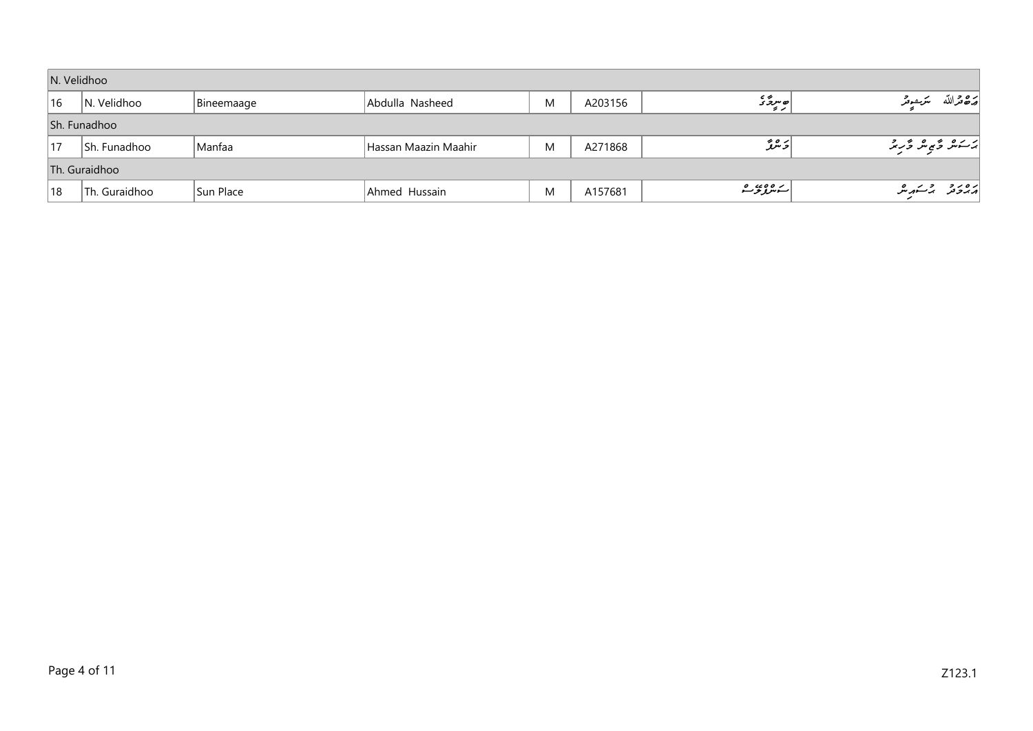| | | | | | | | |
|---|---|---|---|---|---|---|---|
| N. Velidhoo | | | | | | | |
| 16 | N. Velidhoo | Bineemaage | Abdulla Nasheed | M | A203156 | ބިނީމާގެ | އަބްދުﷲ ނަޝީދު |
| Sh. Funadhoo | | | | | | | |
| 17 | Sh. Funadhoo | Manfaa | Hassan Maazin Maahir | M | A271868 | މަންފާ | ހަސަން މާޒިން މާހިރު |
| Th. Guraidhoo | | | | | | | |
| 18 | Th. Guraidhoo | Sun Place | Ahmed Hussain | M | A157681 | ސަންޕްލޭސް | އަހުމަދު ހުސައިން |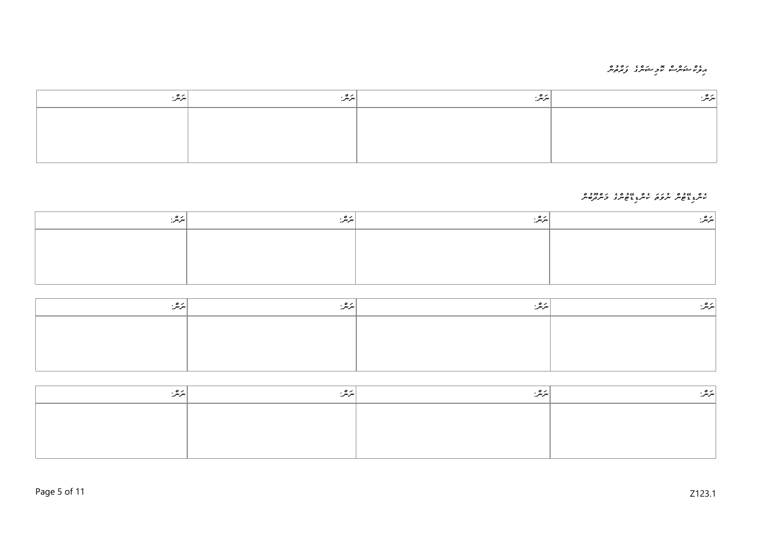# އިލެކްޝަންސް ކޮމިޝަނުގެ ފަރާތުން

| ނަންބަރު: | ނަންބަރު: | ނަންބަރު: | ނަންބަރު: |
|---|---|---|---|
| | | | |

## ކޮންޓެސްޓަންޓު ނުވަތަ ކެންޑިޑޭޓުގެ މަންދޫބުން

| ނަންބަރު: | ނަންބަރު: | ނަންބަރު: | ނަންބަރު: |
|---|---|---|---|
| | | | |

| ނަންބަރު: | ނަންބަރު: | ނަންބަރު: | ނަންބަރު: |
|---|---|---|---|
| | | | |

| ނަންބަރު: | ނަންބަރު: | ނަންބަރު: | ނަންބަރު: |
|---|---|---|---|
| | | | |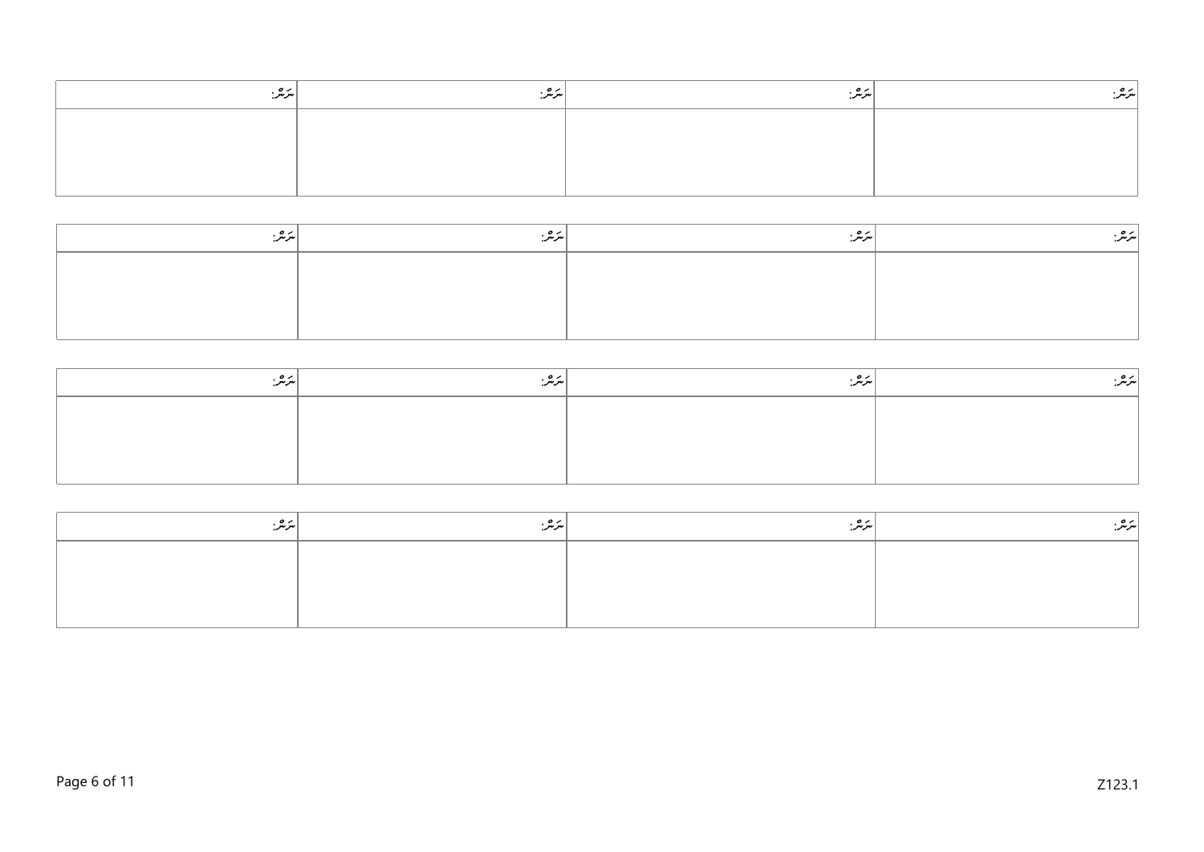| ނަންބަރު: | ނަންބަރު: | ނަންބަރު: | ނަންބަރު: |
|---|---|---|---|
| | | | |

| ނަންބަރު: | ނަންބަރު: | ނަންބަރު: | ނަންބަރު: |
|---|---|---|---|
| | | | |

| ނަންބަރު: | ނަންބަރު: | ނަންބަރު: | ނަންބަރު: |
|---|---|---|---|
| | | | |

| ނަންބަރު: | ނަންބަރު: | ނަންބަރު: | ނަންބަރު: |
|---|---|---|---|
| | | | |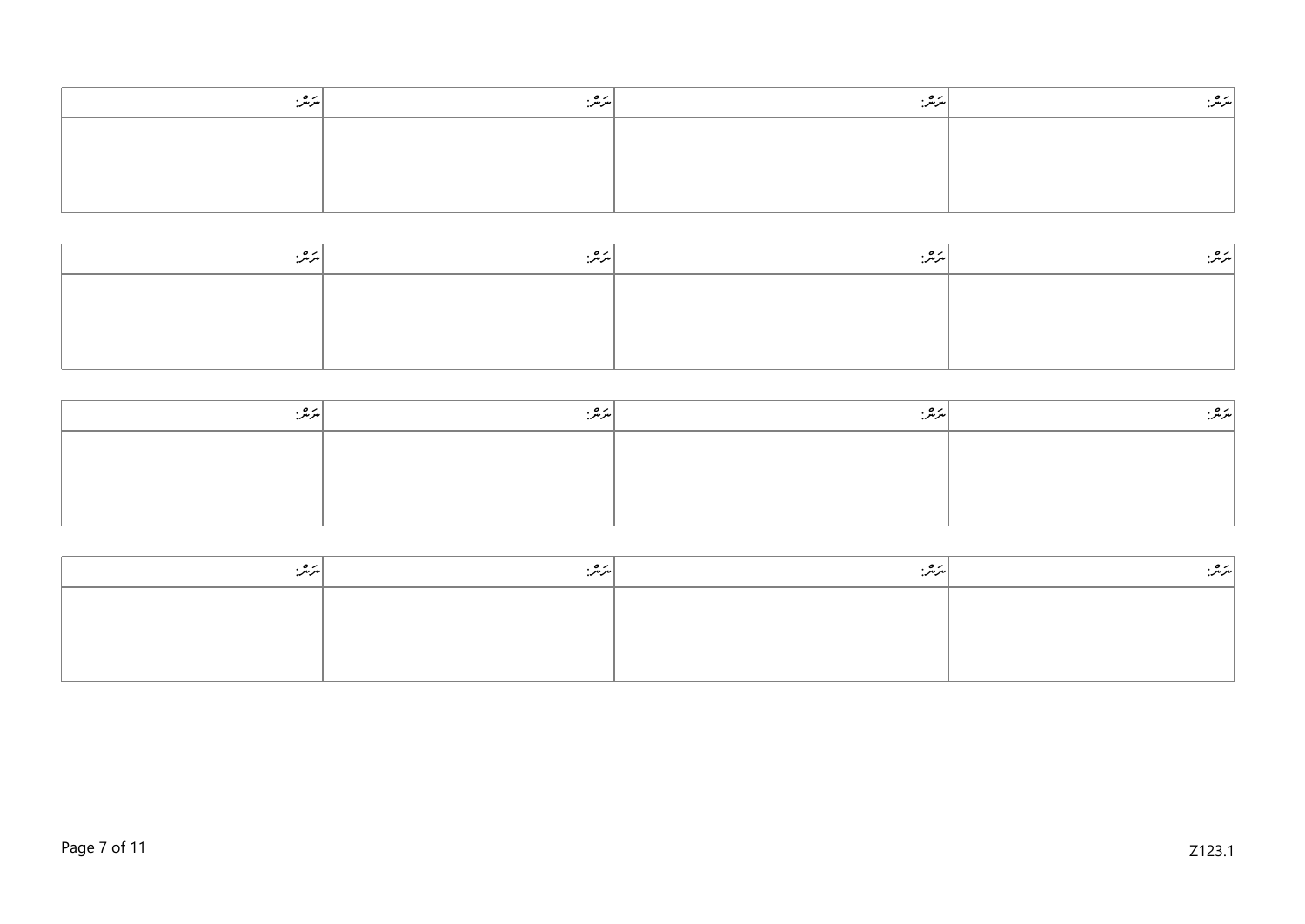| ނަރުދ: | ނަރުދ: | ނަރުދ: | ނަރުދ: |
| --- | --- | --- | --- |
| | | | |

| ނަރުދ: | ނަރުދ: | ނަރުދ: | ނަރުދ: |
| --- | --- | --- | --- |
| | | | |

| ނަރުދ: | ނަރުދ: | ނަރުދ: | ނަރުދ: |
| --- | --- | --- | --- |
| | | | |

| ނަރުދ: | ނަރުދ: | ނަރުދ: | ނަރުދ: |
| --- | --- | --- | --- |
| | | | |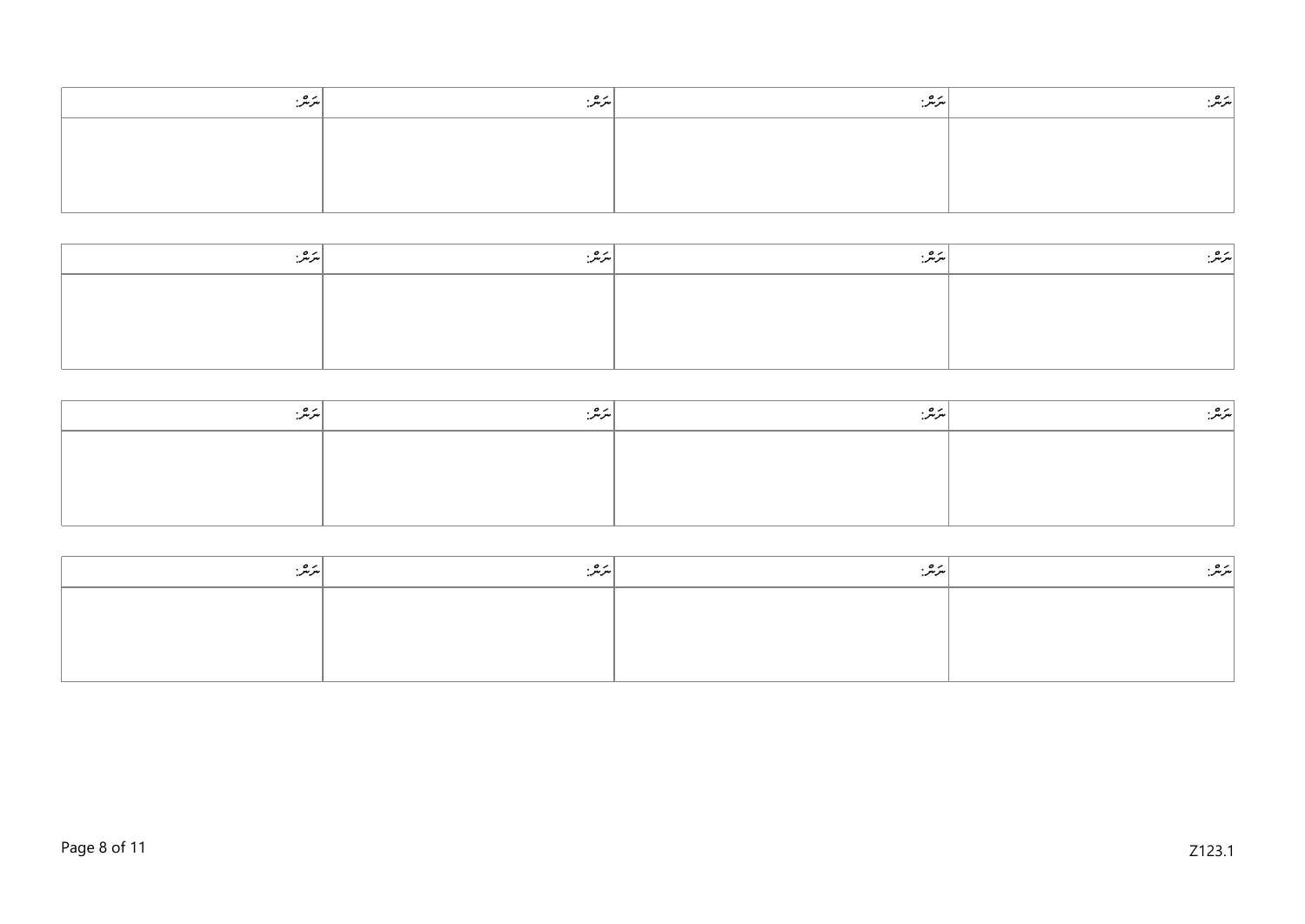| ޙަރަދު: | ޙަރަދު: | ޙަރަދު: | ޙަރަދު: |
|---|---|---|---|
| | | | |

| ޙަރަދު: | ޙަރަދު: | ޙަރަދު: | ޙަރަދު: |
|---|---|---|---|
| | | | |

| ޙަރަދު: | ޙަރަދު: | ޙަރަދު: | ޙަރަދު: |
|---|---|---|---|
| | | | |

| ޙަރަދު: | ޙަރަދު: | ޙަރަދު: | ޙަރަދު: |
|---|---|---|---|
| | | | |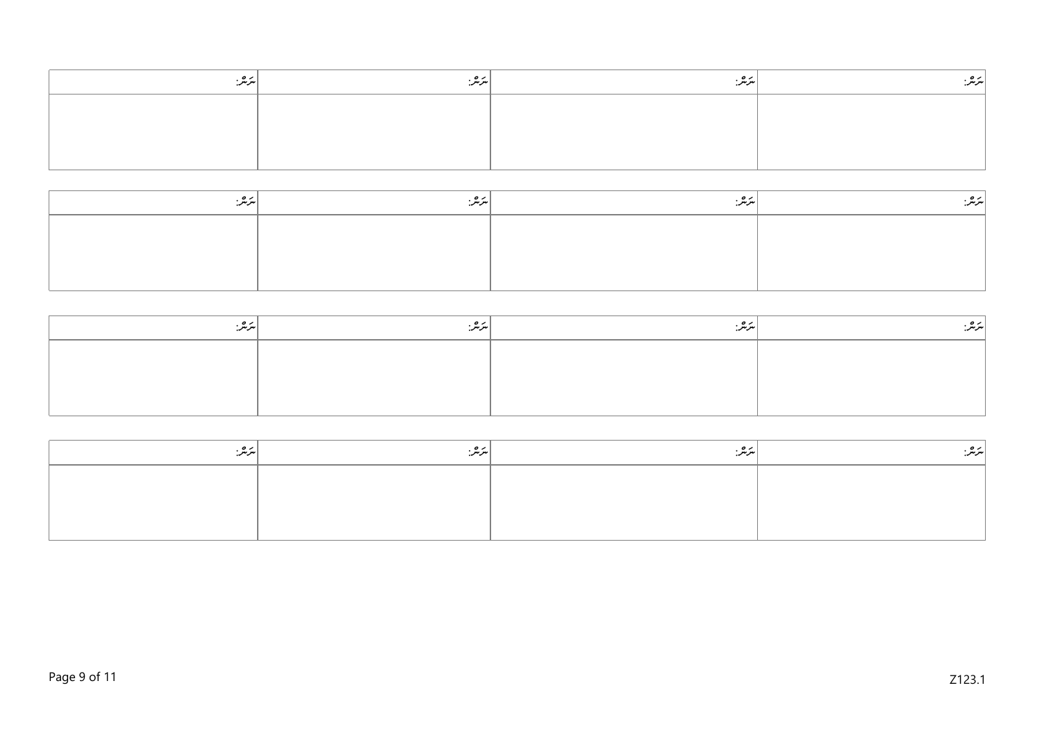| ޤަރަރު: | ޤަރަރު: | ޤަރަރު: | ޤަރަރު: |
| --- | --- | --- | --- |
| | | | |

| ޤަރަރު: | ޤަރަރު: | ޤަރަރު: | ޤަރަރު: |
| --- | --- | --- | --- |
| | | | |

| ޤަރަރު: | ޤަރަރު: | ޤަރަރު: | ޤަރަރު: |
| --- | --- | --- | --- |
| | | | |

| ޤަރަރު: | ޤަރަރު: | ޤަރަރު: | ޤަރަރު: |
| --- | --- | --- | --- |
| | | | |

Z123.1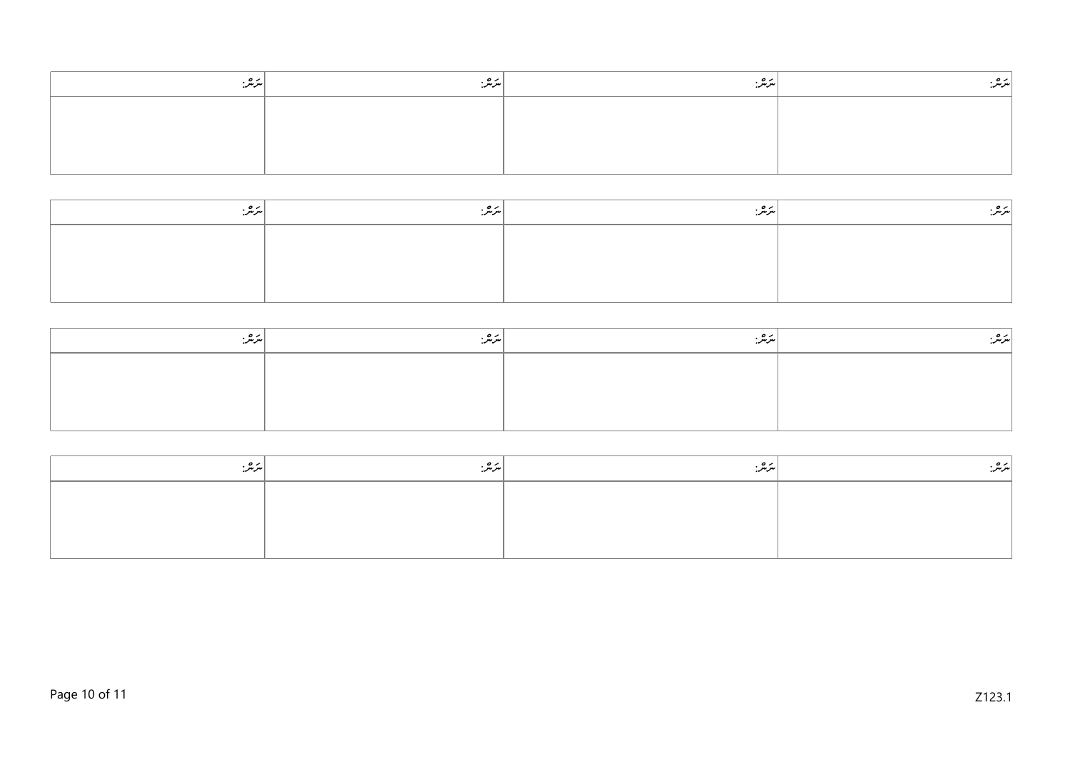| ނަރަծ: | ނަރަծ: | ނަރަծ: | ނަރަծ: |
|---|---|---|---|
| | | | |

| ނަރަծ: | ނަރަծ: | ނަރަծ: | ނަރަծ: |
|---|---|---|---|
| | | | |

| ނަރަծ: | ނަރަծ: | ނަރަծ: | ނަރަծ: |
|---|---|---|---|
| | | | |

| ނަރަծ: | ނަރަծ: | ނަރަծ: | ނަރަծ: |
|---|---|---|---|
| | | | |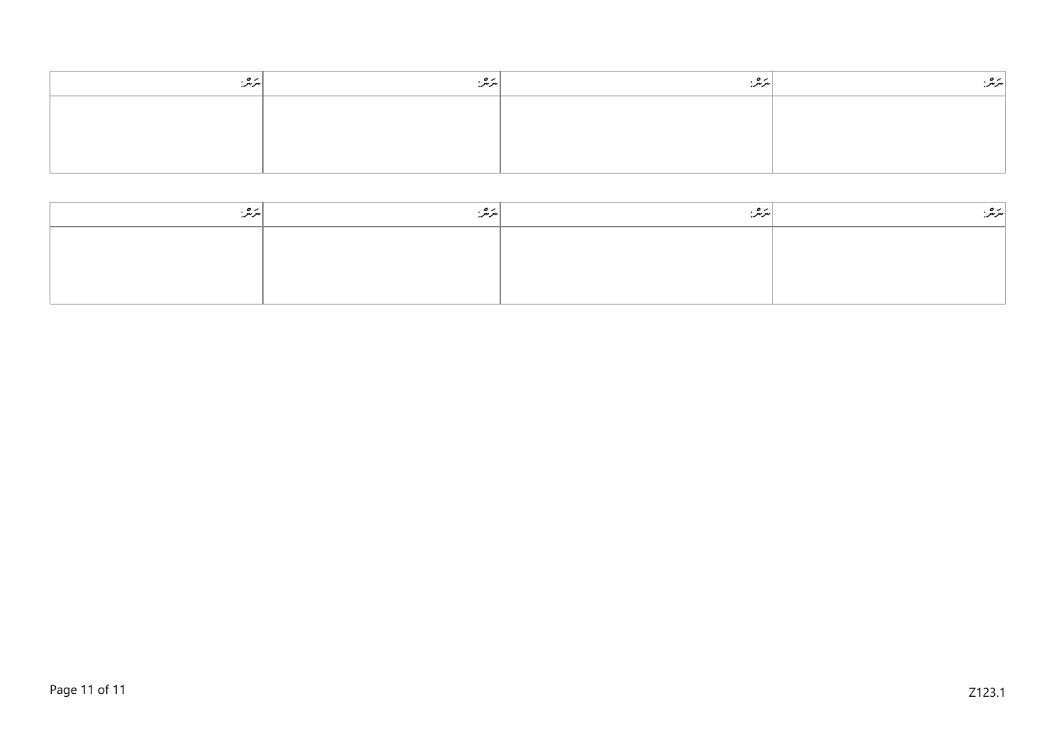| ނަންބަރު: | ނަންބަރު: | ނަންބަރު: | ނަންބަރު: |
| --- | --- | --- | --- |
| | | | |

| ނަންބަރު: | ނަންބަރު: | ނަންބަރު: | ނަންބަރު: |
| --- | --- | --- | --- |
| | | | |